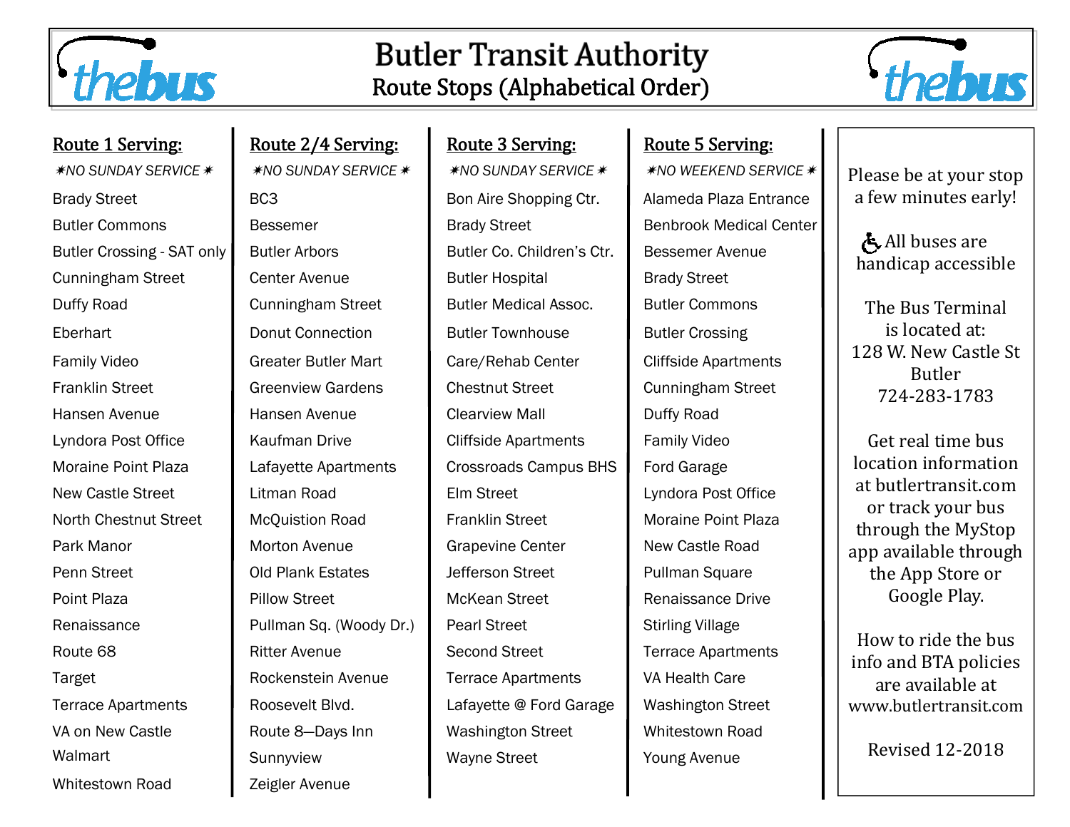# Butler Transit Authority

## Route Stops (Alphabetical Order)

### Route 1 Serving:

✷NO SUNDAY SERVICE✷

- Brady Street
- Butler Commons
- Butler Crossing - SAT only
- Cunningham Street
- Duffy Road
- Eberhart
- Family Video
- Franklin Street
- Hansen Avenue
- Lyndora Post Office
- Moraine Point Plaza
- New Castle Street
- North Chestnut Street
- Park Manor
- Penn Street
- Point Plaza
- Renaissance
- Route 68
- Target
- Terrace Apartments
- VA on New Castle
- Walmart
- Whitestown Road

### Route 2/4 Serving:

✷NO SUNDAY SERVICE✷

- BC3
- Bessemer
- Butler Arbors
- Center Avenue
- Cunningham Street
- Donut Connection
- Greater Butler Mart
- Greenview Gardens
- Hansen Avenue
- Kaufman Drive
- Lafayette Apartments
- Litman Road
- McQuistion Road
- Morton Avenue
- Old Plank Estates
- Pillow Street
- Pullman Sq. (Woody Dr.)
- Ritter Avenue
- Rockenstein Avenue
- Roosevelt Blvd.
- Route 8—Days Inn
- Sunnyview
- Zeigler Avenue

### Route 3 Serving:

✷NO SUNDAY SERVICE✷

- Bon Aire Shopping Ctr.
- Brady Street
- Butler Co. Children's Ctr.
- Butler Hospital
- Butler Medical Assoc.
- Butler Townhouse
- Care/Rehab Center
- Chestnut Street
- Clearview Mall
- Cliffside Apartments
- Crossroads Campus BHS
- Elm Street
- Franklin Street
- Grapevine Center
- Jefferson Street
- McKean Street
- Pearl Street
- Second Street
- Terrace Apartments
- Lafayette @ Ford Garage
- Washington Street
- Wayne Street

### Route 5 Serving:

✷NO WEEKEND SERVICE✷

- Alameda Plaza Entrance
- Benbrook Medical Center
- Bessemer Avenue
- Brady Street
- Butler Commons
- Butler Crossing
- Cliffside Apartments
- Cunningham Street
- Duffy Road
- Family Video
- Ford Garage
- Lyndora Post Office
- Moraine Point Plaza
- New Castle Road
- Pullman Square
- Renaissance Drive
- Stirling Village
- Terrace Apartments
- VA Health Care
- Washington Street
- Whitestown Road
- Young Avenue

---

Please be at your stop a few minutes early!

♿ All buses are handicap accessible

The Bus Terminal is located at:
128 W. New Castle St
Butler
724-283-1783

Get real time bus location information at butlertransit.com or track your bus through the MyStop app available through the App Store or Google Play.

How to ride the bus info and BTA policies are available at www.butlertransit.com

Revised 12-2018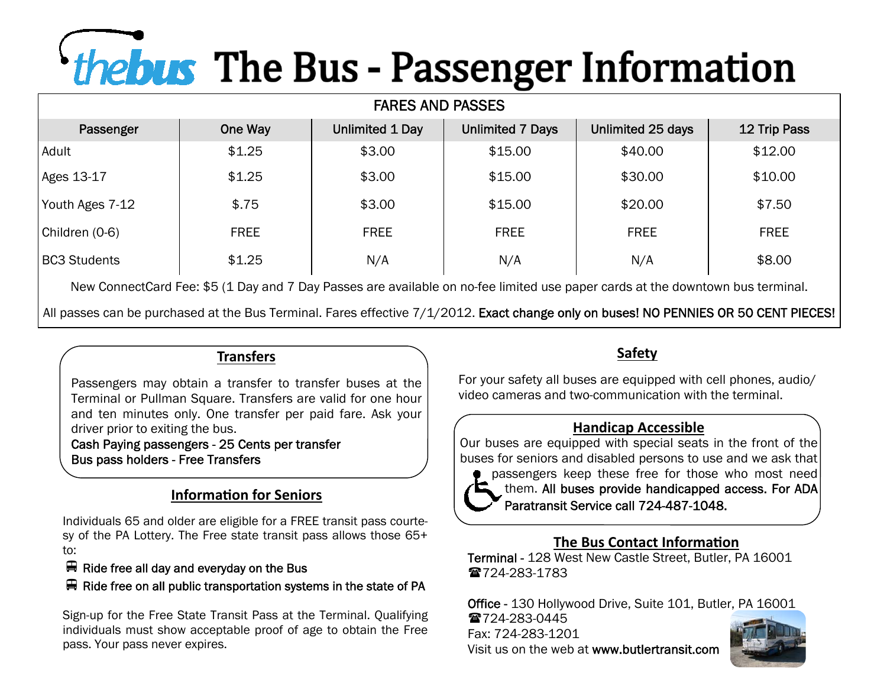# The Bus - Passenger Information

| FARES AND PASSES | | | | | |
|---|---|---|---|---|---|
| Passenger | One Way | Unlimited 1 Day | Unlimited 7 Days | Unlimited 25 days | 12 Trip Pass |
| Adult | $1.25 | $3.00 | $15.00 | $40.00 | $12.00 |
| Ages 13-17 | $1.25 | $3.00 | $15.00 | $30.00 | $10.00 |
| Youth Ages 7-12 | $.75 | $3.00 | $15.00 | $20.00 | $7.50 |
| Children (0-6) | FREE | FREE | FREE | FREE | FREE |
| BC3 Students | $1.25 | N/A | N/A | N/A | $8.00 |

New ConnectCard Fee: $5 (1 Day and 7 Day Passes are available on no-fee limited use paper cards at the downtown bus terminal.

All passes can be purchased at the Bus Terminal. Fares effective 7/1/2012. **Exact change only on buses! NO PENNIES OR 50 CENT PIECES!**

## Transfers

Passengers may obtain a transfer to transfer buses at the Terminal or Pullman Square. Transfers are valid for one hour and ten minutes only. One transfer per paid fare. Ask your driver prior to exiting the bus.

**Cash Paying passengers - 25 Cents per transfer**
**Bus pass holders - Free Transfers**

## Information for Seniors

Individuals 65 and older are eligible for a FREE transit pass courtesy of the PA Lottery. The Free state transit pass allows those 65+ to:

- **Ride free all day and everyday on the Bus**
- **Ride free on all public transportation systems in the state of PA**

Sign-up for the Free State Transit Pass at the Terminal. Qualifying individuals must show acceptable proof of age to obtain the Free pass. Your pass never expires.

## Safety

For your safety all buses are equipped with cell phones, audio/video cameras and two-communication with the terminal.

## Handicap Accessible

Our buses are equipped with special seats in the front of the buses for seniors and disabled persons to use and we ask that passengers keep these free for those who most need them. **All buses provide handicapped access. For ADA Paratransit Service call 724-487-1048.**

## The Bus Contact Information

**Terminal** - 128 West New Castle Street, Butler, PA 16001
☎724-283-1783

**Office** - 130 Hollywood Drive, Suite 101, Butler, PA 16001
☎724-283-0445
Fax: 724-283-1201
Visit us on the web at **www.butlertransit.com**